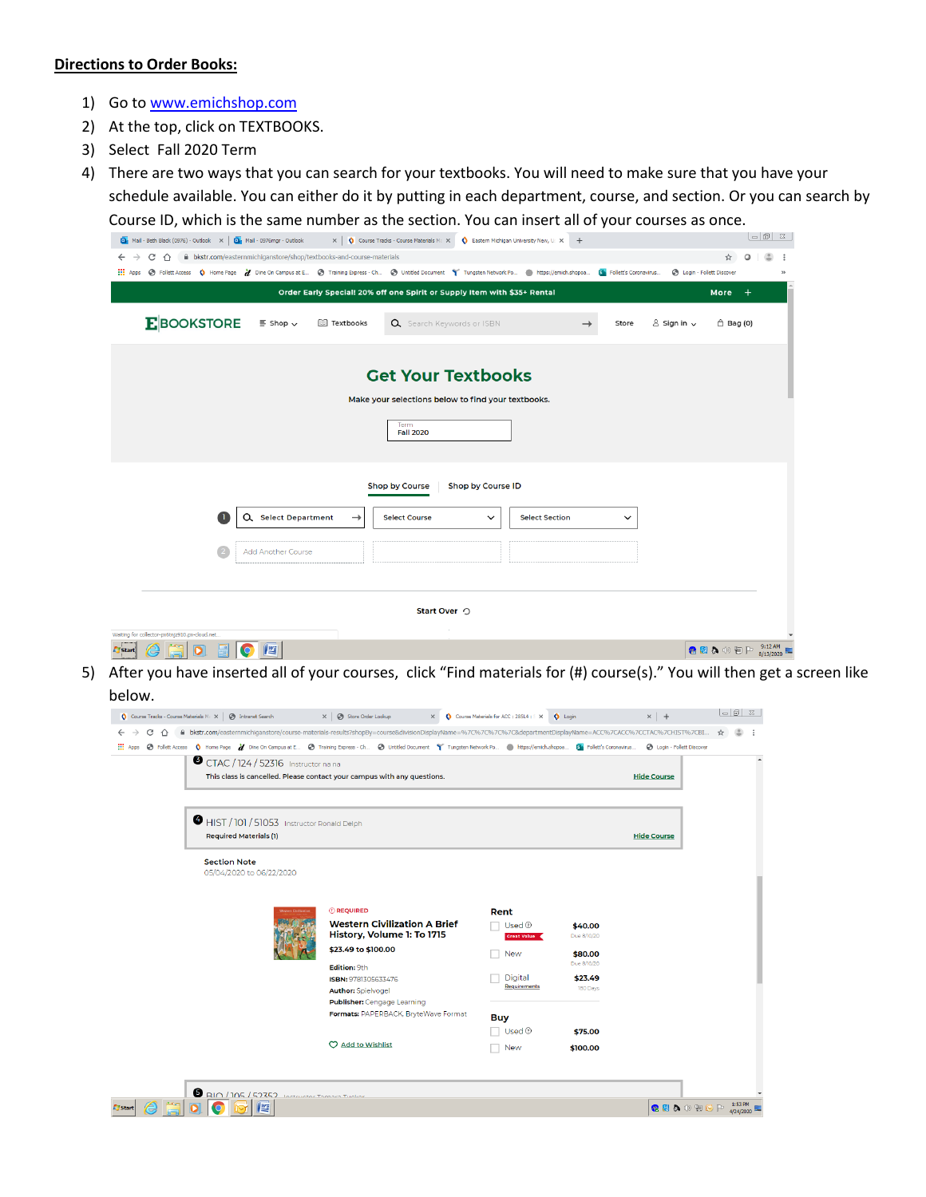## Directions to Order Books:

1) Go to www.emichshop.com
2) At the top, click on TEXTBOOKS.
3) Select Fall 2020 Term
4) There are two ways that you can search for your textbooks. You will need to make sure that you have your schedule available. You can either do it by putting in each department, course, and section. Or you can search by Course ID, which is the same number as the section. You can insert all of your courses as once.
5) After you have inserted all of your courses, click "Find materials for (#) course(s)." You will then get a screen like below.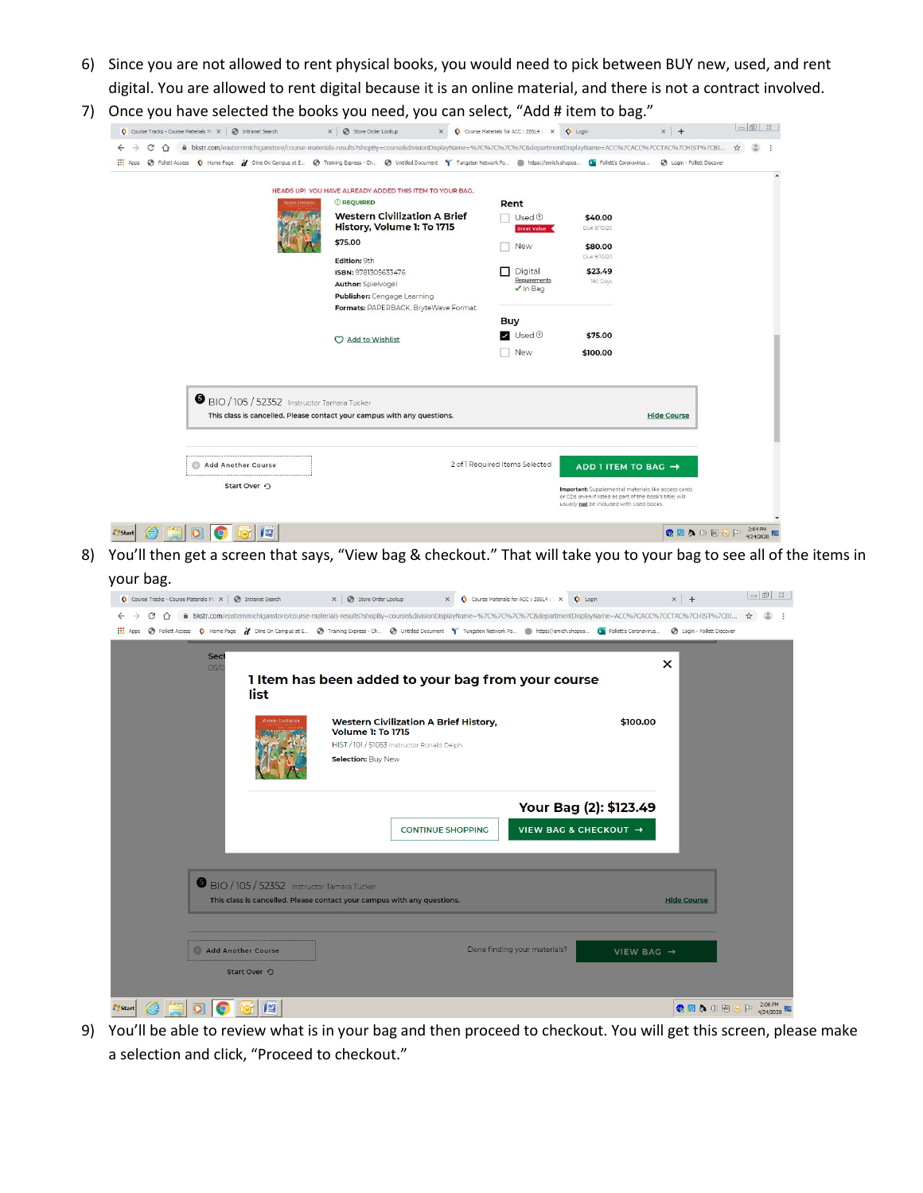6) Since you are not allowed to rent physical books, you would need to pick between BUY new, used, and rent digital. You are allowed to rent digital because it is an online material, and there is not a contract involved.
7) Once you have selected the books you need, you can select, "Add # item to bag."

8) You'll then get a screen that says, "View bag & checkout." That will take you to your bag to see all of the items in your bag.

9) You'll be able to review what is in your bag and then proceed to checkout. You will get this screen, please make a selection and click, "Proceed to checkout."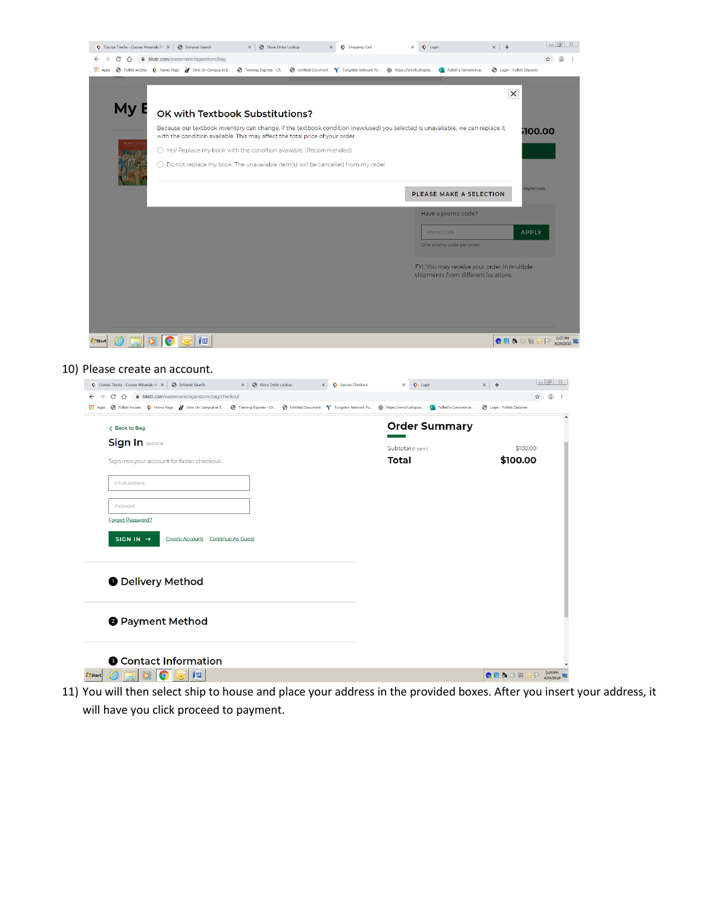10) Please create an account.

11) You will then select ship to house and place your address in the provided boxes. After you insert your address, it will have you click proceed to payment.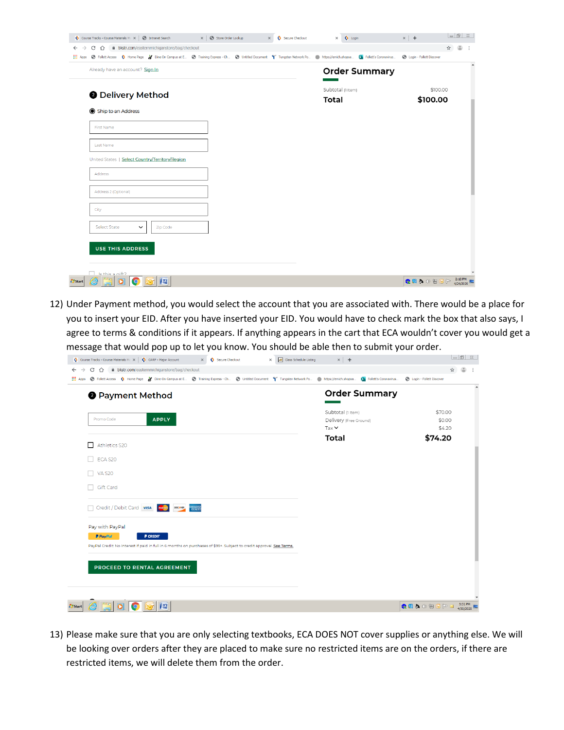12) Under Payment method, you would select the account that you are associated with. There would be a place for you to insert your EID. After you have inserted your EID. You would have to check mark the box that also says, I agree to terms & conditions if it appears. If anything appears in the cart that ECA wouldn't cover you would get a message that would pop up to let you know. You should be able then to submit your order.

13) Please make sure that you are only selecting textbooks, ECA DOES NOT cover supplies or anything else. We will be looking over orders after they are placed to make sure no restricted items are on the orders, if there are restricted items, we will delete them from the order.